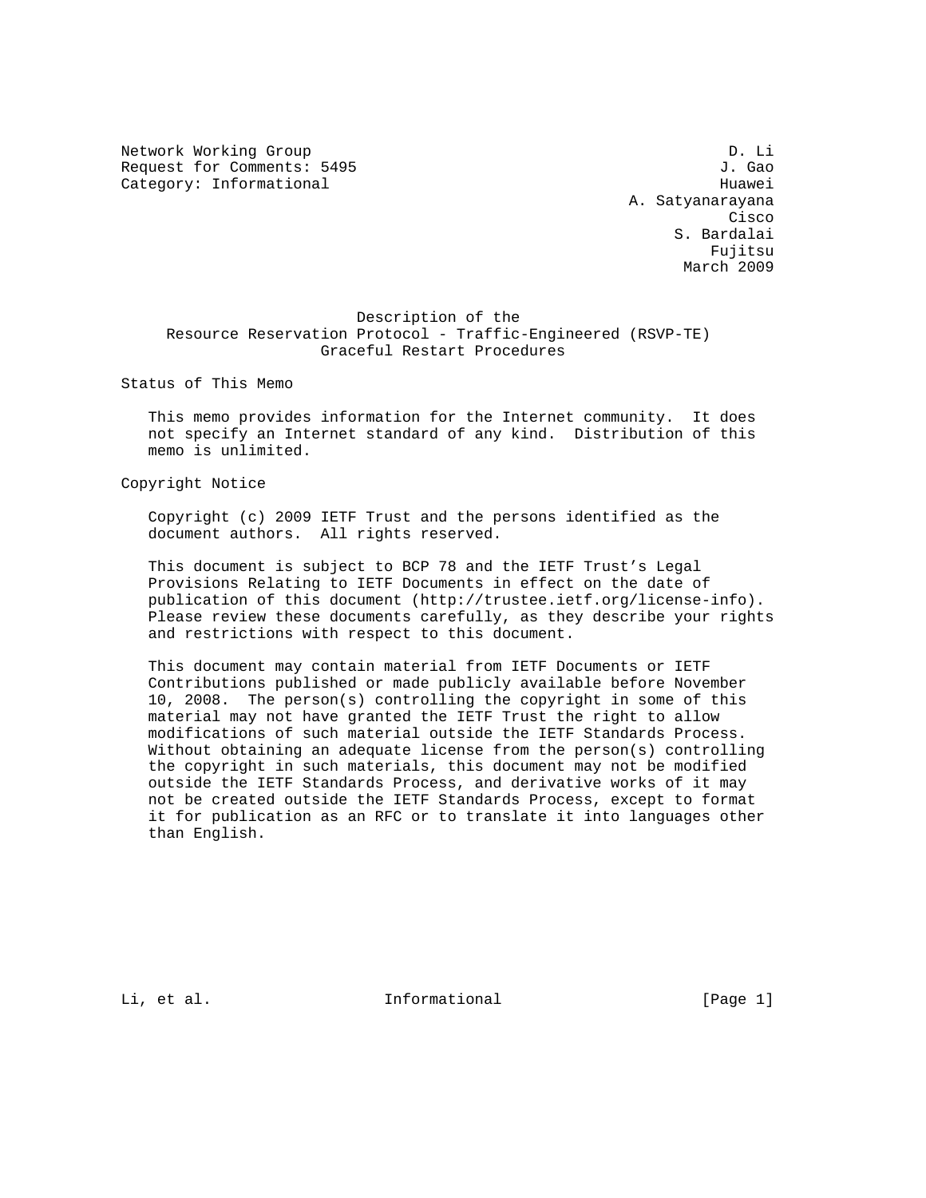Network Working Group D. Li
Request for Comments: 5495 J. Gao
Category: Informational Huawei
A. Satyanarayana
Cisco
S. Bardalai
Fujitsu
March 2009

# Description of the Resource Reservation Protocol - Traffic-Engineered (RSVP-TE) Graceful Restart Procedures

## Status of This Memo

This memo provides information for the Internet community. It does not specify an Internet standard of any kind. Distribution of this memo is unlimited.

## Copyright Notice

Copyright (c) 2009 IETF Trust and the persons identified as the document authors. All rights reserved.

This document is subject to BCP 78 and the IETF Trust's Legal Provisions Relating to IETF Documents in effect on the date of publication of this document (http://trustee.ietf.org/license-info). Please review these documents carefully, as they describe your rights and restrictions with respect to this document.

This document may contain material from IETF Documents or IETF Contributions published or made publicly available before November 10, 2008. The person(s) controlling the copyright in some of this material may not have granted the IETF Trust the right to allow modifications of such material outside the IETF Standards Process. Without obtaining an adequate license from the person(s) controlling the copyright in such materials, this document may not be modified outside the IETF Standards Process, and derivative works of it may not be created outside the IETF Standards Process, except to format it for publication as an RFC or to translate it into languages other than English.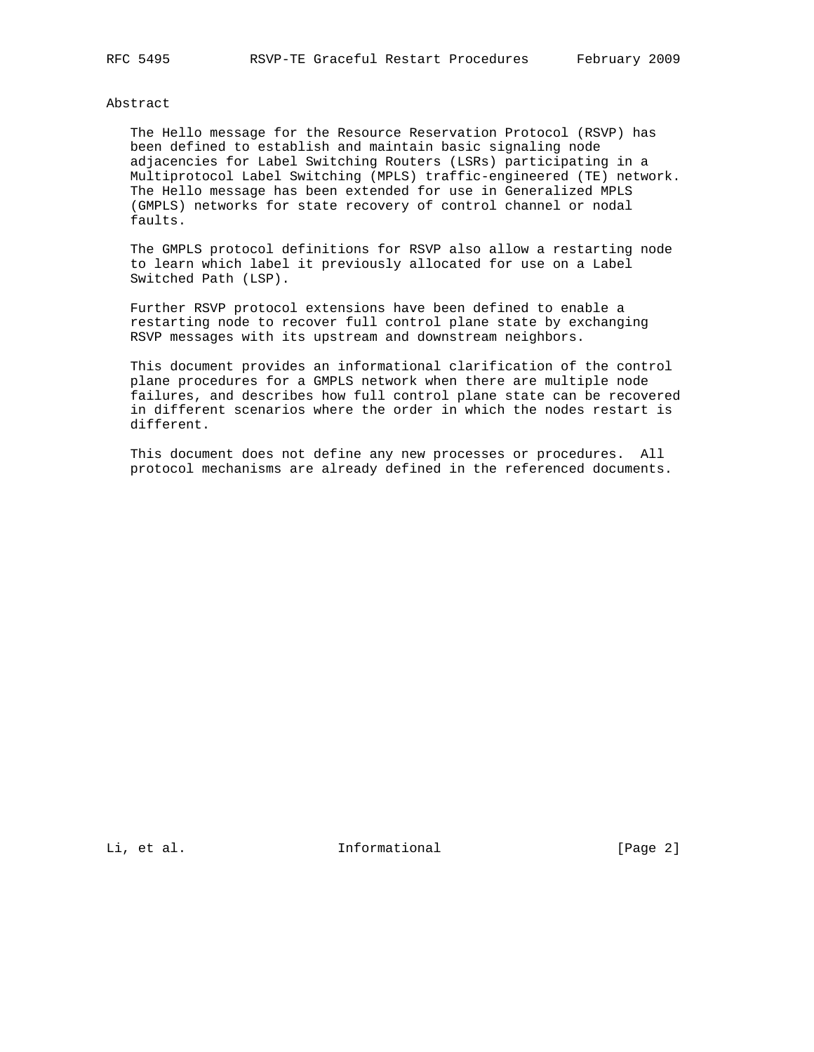# Abstract

The Hello message for the Resource Reservation Protocol (RSVP) has been defined to establish and maintain basic signaling node adjacencies for Label Switching Routers (LSRs) participating in a Multiprotocol Label Switching (MPLS) traffic-engineered (TE) network. The Hello message has been extended for use in Generalized MPLS (GMPLS) networks for state recovery of control channel or nodal faults.

The GMPLS protocol definitions for RSVP also allow a restarting node to learn which label it previously allocated for use on a Label Switched Path (LSP).

Further RSVP protocol extensions have been defined to enable a restarting node to recover full control plane state by exchanging RSVP messages with its upstream and downstream neighbors.

This document provides an informational clarification of the control plane procedures for a GMPLS network when there are multiple node failures, and describes how full control plane state can be recovered in different scenarios where the order in which the nodes restart is different.

This document does not define any new processes or procedures. All protocol mechanisms are already defined in the referenced documents.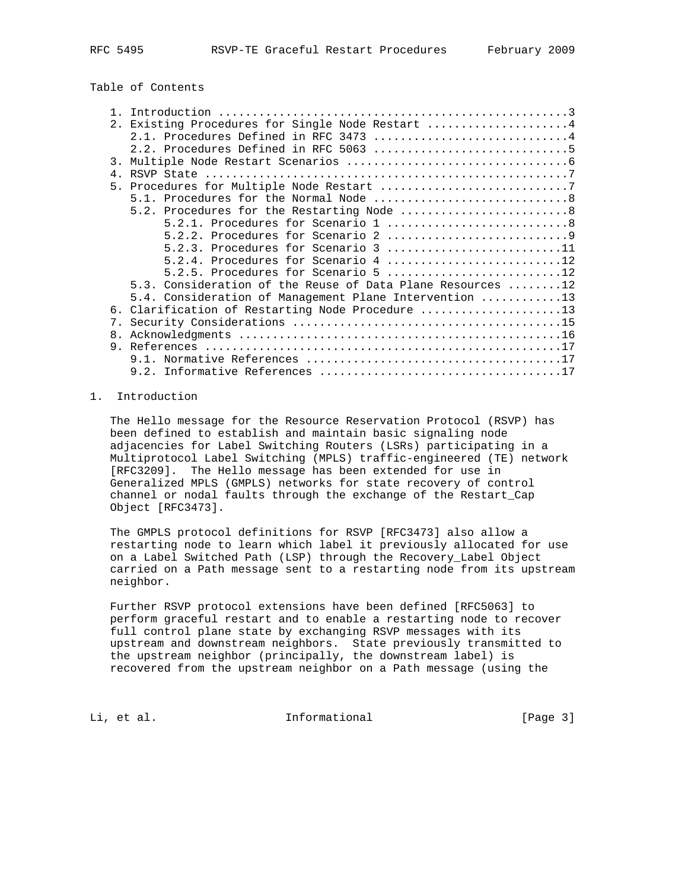Table of Contents

```
   1. Introduction ....................................................3
   2. Existing Procedures for Single Node Restart .....................4
      2.1. Procedures Defined in RFC 3473 .............................4
      2.2. Procedures Defined in RFC 5063 .............................5
   3. Multiple Node Restart Scenarios .................................6
   4. RSVP State ......................................................7
   5. Procedures for Multiple Node Restart ............................7
      5.1. Procedures for the Normal Node .............................8
      5.2. Procedures for the Restarting Node .........................8
           5.2.1. Procedures for Scenario 1 ...........................8
           5.2.2. Procedures for Scenario 2 ...........................9
           5.2.3. Procedures for Scenario 3 ..........................11
           5.2.4. Procedures for Scenario 4 ..........................12
           5.2.5. Procedures for Scenario 5 ..........................12
      5.3. Consideration of the Reuse of Data Plane Resources ........12
      5.4. Consideration of Management Plane Intervention ............13
   6. Clarification of Restarting Node Procedure .....................13
   7. Security Considerations ........................................15
   8. Acknowledgments ................................................16
   9. References .....................................................17
      9.1. Normative References ......................................17
      9.2. Informative References ....................................17
```

# 1. Introduction

The Hello message for the Resource Reservation Protocol (RSVP) has been defined to establish and maintain basic signaling node adjacencies for Label Switching Routers (LSRs) participating in a Multiprotocol Label Switching (MPLS) traffic-engineered (TE) network [RFC3209]. The Hello message has been extended for use in Generalized MPLS (GMPLS) networks for state recovery of control channel or nodal faults through the exchange of the Restart_Cap Object [RFC3473].

The GMPLS protocol definitions for RSVP [RFC3473] also allow a restarting node to learn which label it previously allocated for use on a Label Switched Path (LSP) through the Recovery_Label Object carried on a Path message sent to a restarting node from its upstream neighbor.

Further RSVP protocol extensions have been defined [RFC5063] to perform graceful restart and to enable a restarting node to recover full control plane state by exchanging RSVP messages with its upstream and downstream neighbors. State previously transmitted to the upstream neighbor (principally, the downstream label) is recovered from the upstream neighbor on a Path message (using the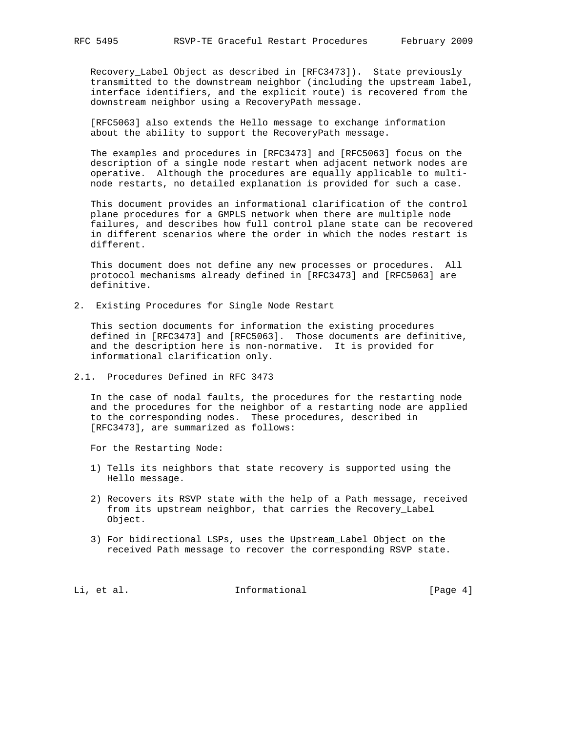Recovery_Label Object as described in [RFC3473]). State previously transmitted to the downstream neighbor (including the upstream label, interface identifiers, and the explicit route) is recovered from the downstream neighbor using a RecoveryPath message.

[RFC5063] also extends the Hello message to exchange information about the ability to support the RecoveryPath message.

The examples and procedures in [RFC3473] and [RFC5063] focus on the description of a single node restart when adjacent network nodes are operative. Although the procedures are equally applicable to multi-node restarts, no detailed explanation is provided for such a case.

This document provides an informational clarification of the control plane procedures for a GMPLS network when there are multiple node failures, and describes how full control plane state can be recovered in different scenarios where the order in which the nodes restart is different.

This document does not define any new processes or procedures. All protocol mechanisms already defined in [RFC3473] and [RFC5063] are definitive.

## 2. Existing Procedures for Single Node Restart

This section documents for information the existing procedures defined in [RFC3473] and [RFC5063]. Those documents are definitive, and the description here is non-normative. It is provided for informational clarification only.

### 2.1. Procedures Defined in RFC 3473

In the case of nodal faults, the procedures for the restarting node and the procedures for the neighbor of a restarting node are applied to the corresponding nodes. These procedures, described in [RFC3473], are summarized as follows:

For the Restarting Node:

1) Tells its neighbors that state recovery is supported using the Hello message.

2) Recovers its RSVP state with the help of a Path message, received from its upstream neighbor, that carries the Recovery_Label Object.

3) For bidirectional LSPs, uses the Upstream_Label Object on the received Path message to recover the corresponding RSVP state.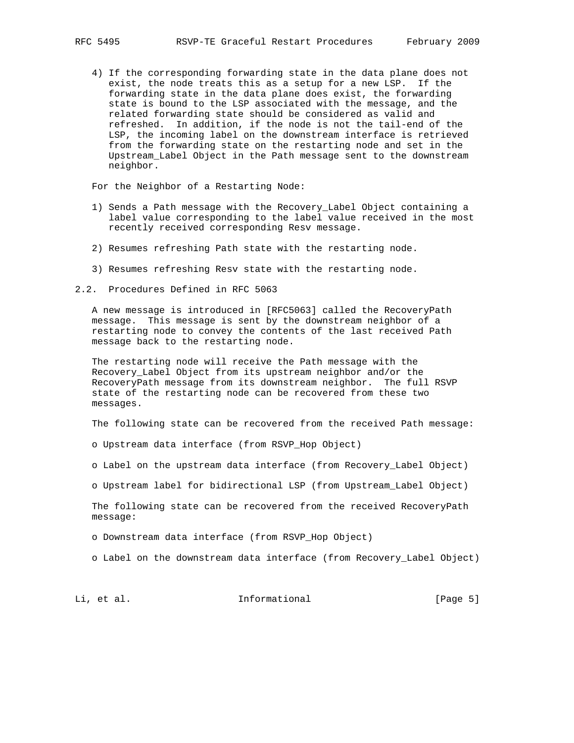4) If the corresponding forwarding state in the data plane does not exist, the node treats this as a setup for a new LSP. If the forwarding state in the data plane does exist, the forwarding state is bound to the LSP associated with the message, and the related forwarding state should be considered as valid and refreshed. In addition, if the node is not the tail-end of the LSP, the incoming label on the downstream interface is retrieved from the forwarding state on the restarting node and set in the Upstream_Label Object in the Path message sent to the downstream neighbor.

For the Neighbor of a Restarting Node:

1) Sends a Path message with the Recovery_Label Object containing a label value corresponding to the label value received in the most recently received corresponding Resv message.

2) Resumes refreshing Path state with the restarting node.

3) Resumes refreshing Resv state with the restarting node.

## 2.2. Procedures Defined in RFC 5063

A new message is introduced in [RFC5063] called the RecoveryPath message. This message is sent by the downstream neighbor of a restarting node to convey the contents of the last received Path message back to the restarting node.

The restarting node will receive the Path message with the Recovery_Label Object from its upstream neighbor and/or the RecoveryPath message from its downstream neighbor. The full RSVP state of the restarting node can be recovered from these two messages.

The following state can be recovered from the received Path message:

- Upstream data interface (from RSVP_Hop Object)
- Label on the upstream data interface (from Recovery_Label Object)
- Upstream label for bidirectional LSP (from Upstream_Label Object)

The following state can be recovered from the received RecoveryPath message:

- Downstream data interface (from RSVP_Hop Object)
- Label on the downstream data interface (from Recovery_Label Object)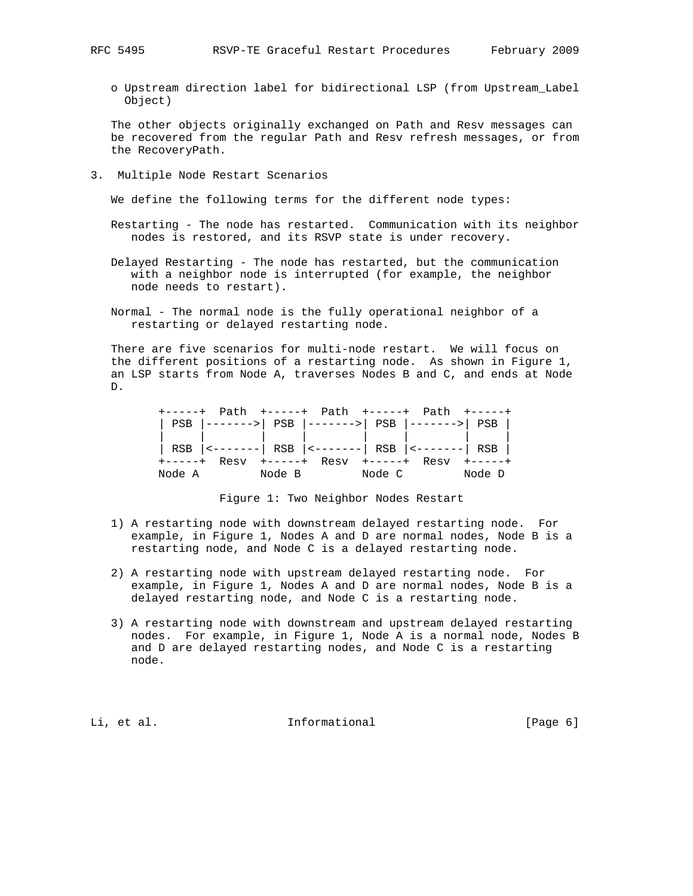o Upstream direction label for bidirectional LSP (from Upstream_Label Object)

The other objects originally exchanged on Path and Resv messages can be recovered from the regular Path and Resv refresh messages, or from the RecoveryPath.

## 3. Multiple Node Restart Scenarios

We define the following terms for the different node types:

Restarting - The node has restarted. Communication with its neighbor nodes is restored, and its RSVP state is under recovery.

Delayed Restarting - The node has restarted, but the communication with a neighbor node is interrupted (for example, the neighbor node needs to restart).

Normal - The normal node is the fully operational neighbor of a restarting or delayed restarting node.

There are five scenarios for multi-node restart. We will focus on the different positions of a restarting node. As shown in Figure 1, an LSP starts from Node A, traverses Nodes B and C, and ends at Node D.

```
+-----+  Path  +-----+  Path  +-----+  Path  +-----+
| PSB |------->| PSB |------->| PSB |------->| PSB |
|     |        |     |        |     |        |     |
| RSB |<-------| RSB |<-------| RSB |<-------| RSB |
+-----+  Resv  +-----+  Resv  +-----+  Resv  +-----+
Node A         Node B         Node C         Node D
```

Figure 1: Two Neighbor Nodes Restart

1) A restarting node with downstream delayed restarting node. For example, in Figure 1, Nodes A and D are normal nodes, Node B is a restarting node, and Node C is a delayed restarting node.

2) A restarting node with upstream delayed restarting node. For example, in Figure 1, Nodes A and D are normal nodes, Node B is a delayed restarting node, and Node C is a restarting node.

3) A restarting node with downstream and upstream delayed restarting nodes. For example, in Figure 1, Node A is a normal node, Nodes B and D are delayed restarting nodes, and Node C is a restarting node.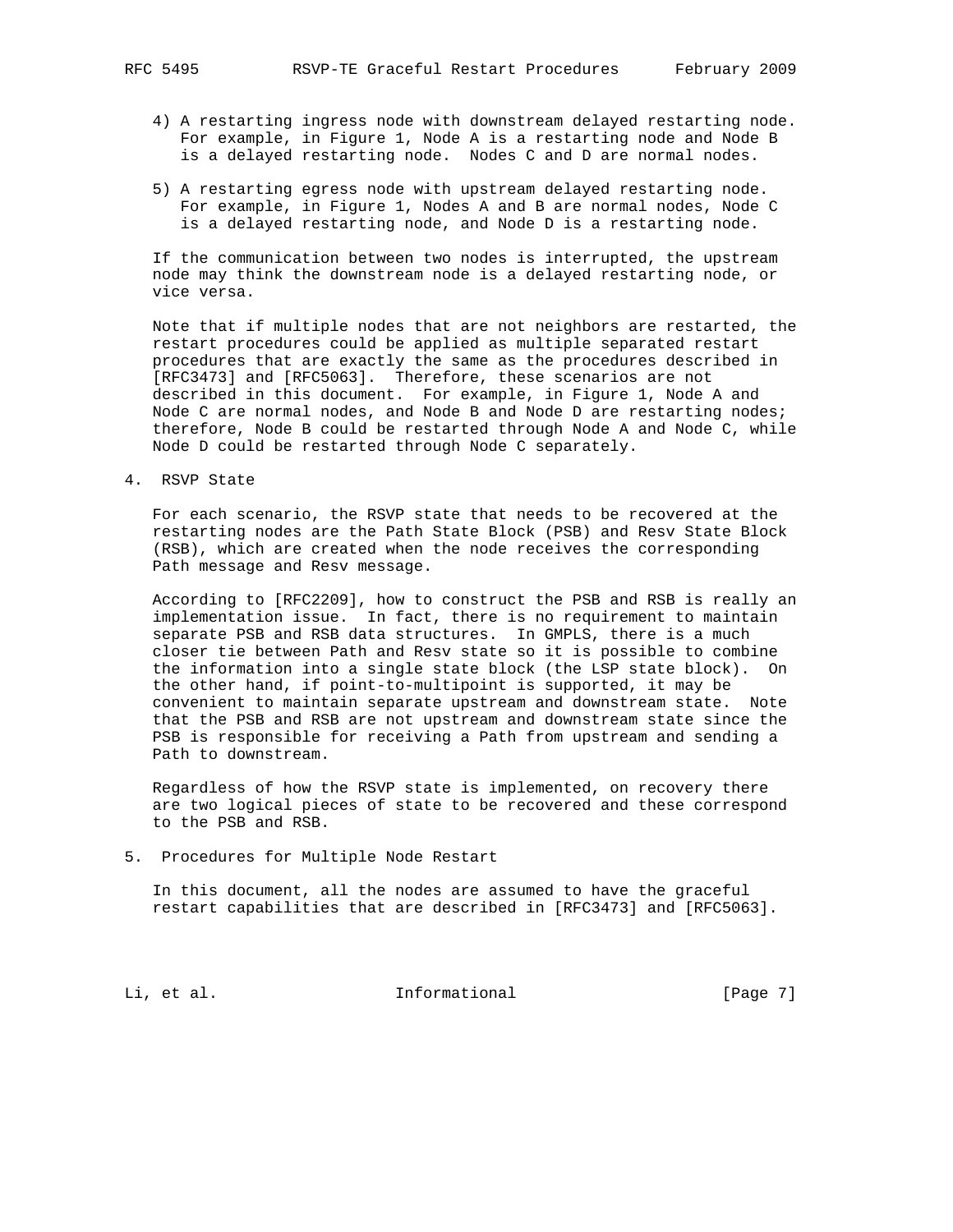4) A restarting ingress node with downstream delayed restarting node. For example, in Figure 1, Node A is a restarting node and Node B is a delayed restarting node. Nodes C and D are normal nodes.

5) A restarting egress node with upstream delayed restarting node. For example, in Figure 1, Nodes A and B are normal nodes, Node C is a delayed restarting node, and Node D is a restarting node.

If the communication between two nodes is interrupted, the upstream node may think the downstream node is a delayed restarting node, or vice versa.

Note that if multiple nodes that are not neighbors are restarted, the restart procedures could be applied as multiple separated restart procedures that are exactly the same as the procedures described in [RFC3473] and [RFC5063]. Therefore, these scenarios are not described in this document. For example, in Figure 1, Node A and Node C are normal nodes, and Node B and Node D are restarting nodes; therefore, Node B could be restarted through Node A and Node C, while Node D could be restarted through Node C separately.

## 4. RSVP State

For each scenario, the RSVP state that needs to be recovered at the restarting nodes are the Path State Block (PSB) and Resv State Block (RSB), which are created when the node receives the corresponding Path message and Resv message.

According to [RFC2209], how to construct the PSB and RSB is really an implementation issue. In fact, there is no requirement to maintain separate PSB and RSB data structures. In GMPLS, there is a much closer tie between Path and Resv state so it is possible to combine the information into a single state block (the LSP state block). On the other hand, if point-to-multipoint is supported, it may be convenient to maintain separate upstream and downstream state. Note that the PSB and RSB are not upstream and downstream state since the PSB is responsible for receiving a Path from upstream and sending a Path to downstream.

Regardless of how the RSVP state is implemented, on recovery there are two logical pieces of state to be recovered and these correspond to the PSB and RSB.

## 5. Procedures for Multiple Node Restart

In this document, all the nodes are assumed to have the graceful restart capabilities that are described in [RFC3473] and [RFC5063].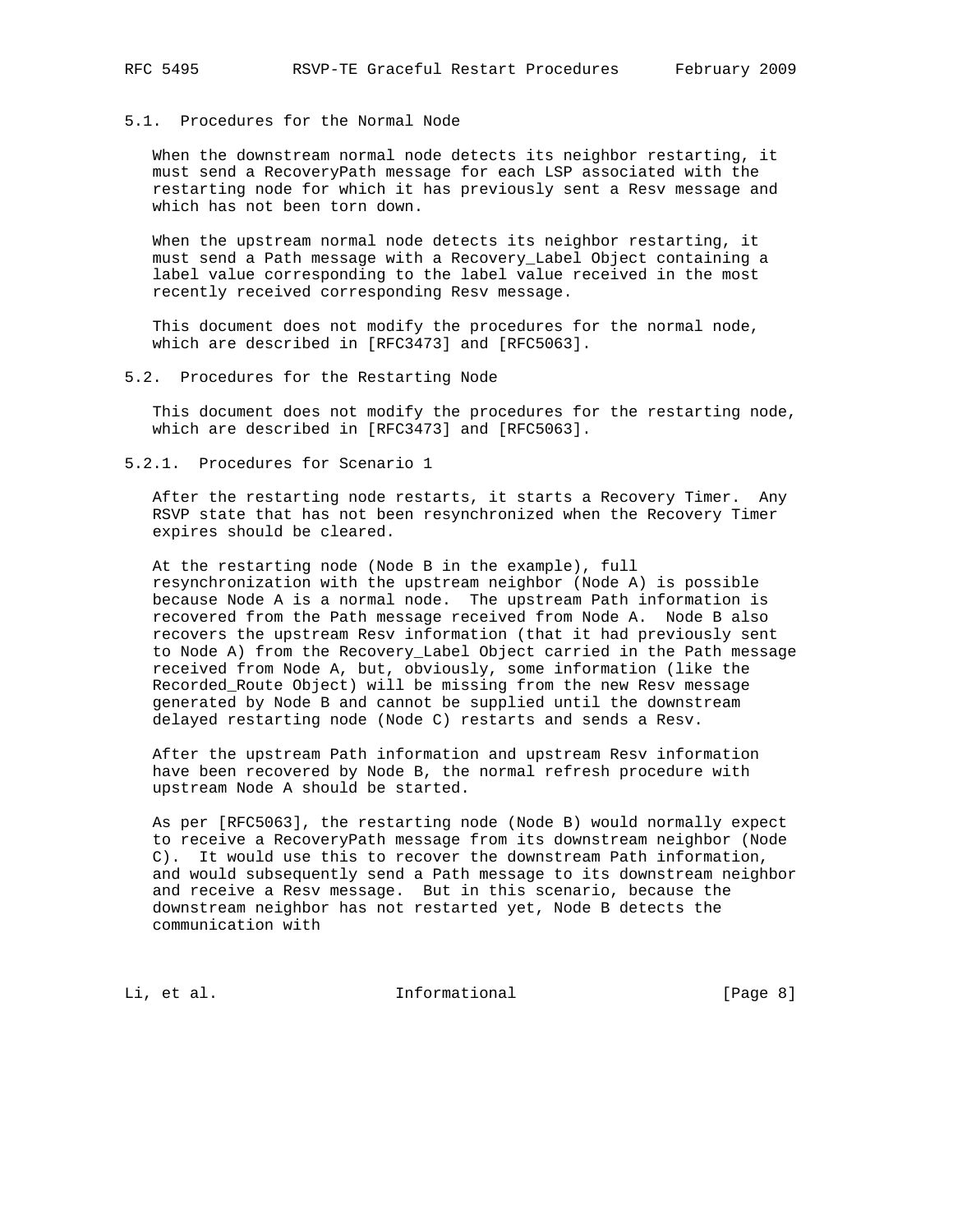### 5.1. Procedures for the Normal Node

When the downstream normal node detects its neighbor restarting, it must send a RecoveryPath message for each LSP associated with the restarting node for which it has previously sent a Resv message and which has not been torn down.

When the upstream normal node detects its neighbor restarting, it must send a Path message with a Recovery_Label Object containing a label value corresponding to the label value received in the most recently received corresponding Resv message.

This document does not modify the procedures for the normal node, which are described in [RFC3473] and [RFC5063].

### 5.2. Procedures for the Restarting Node

This document does not modify the procedures for the restarting node, which are described in [RFC3473] and [RFC5063].

#### 5.2.1. Procedures for Scenario 1

After the restarting node restarts, it starts a Recovery Timer. Any RSVP state that has not been resynchronized when the Recovery Timer expires should be cleared.

At the restarting node (Node B in the example), full resynchronization with the upstream neighbor (Node A) is possible because Node A is a normal node. The upstream Path information is recovered from the Path message received from Node A. Node B also recovers the upstream Resv information (that it had previously sent to Node A) from the Recovery_Label Object carried in the Path message received from Node A, but, obviously, some information (like the Recorded_Route Object) will be missing from the new Resv message generated by Node B and cannot be supplied until the downstream delayed restarting node (Node C) restarts and sends a Resv.

After the upstream Path information and upstream Resv information have been recovered by Node B, the normal refresh procedure with upstream Node A should be started.

As per [RFC5063], the restarting node (Node B) would normally expect to receive a RecoveryPath message from its downstream neighbor (Node C). It would use this to recover the downstream Path information, and would subsequently send a Path message to its downstream neighbor and receive a Resv message. But in this scenario, because the downstream neighbor has not restarted yet, Node B detects the communication with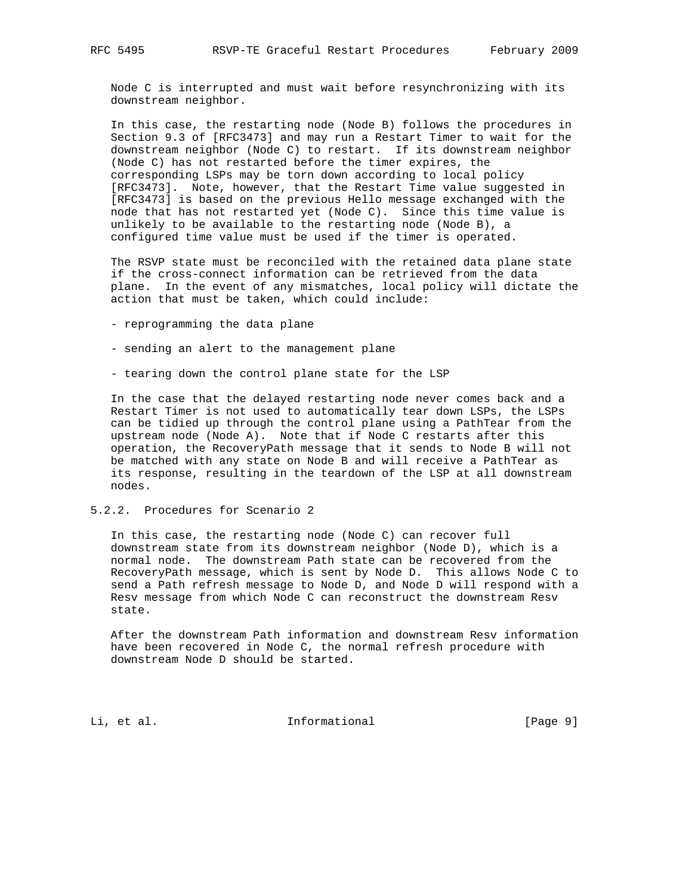Node C is interrupted and must wait before resynchronizing with its downstream neighbor.

In this case, the restarting node (Node B) follows the procedures in Section 9.3 of [RFC3473] and may run a Restart Timer to wait for the downstream neighbor (Node C) to restart. If its downstream neighbor (Node C) has not restarted before the timer expires, the corresponding LSPs may be torn down according to local policy [RFC3473]. Note, however, that the Restart Time value suggested in [RFC3473] is based on the previous Hello message exchanged with the node that has not restarted yet (Node C). Since this time value is unlikely to be available to the restarting node (Node B), a configured time value must be used if the timer is operated.

The RSVP state must be reconciled with the retained data plane state if the cross-connect information can be retrieved from the data plane. In the event of any mismatches, local policy will dictate the action that must be taken, which could include:

- reprogramming the data plane
- sending an alert to the management plane
- tearing down the control plane state for the LSP

In the case that the delayed restarting node never comes back and a Restart Timer is not used to automatically tear down LSPs, the LSPs can be tidied up through the control plane using a PathTear from the upstream node (Node A). Note that if Node C restarts after this operation, the RecoveryPath message that it sends to Node B will not be matched with any state on Node B and will receive a PathTear as its response, resulting in the teardown of the LSP at all downstream nodes.

### 5.2.2. Procedures for Scenario 2

In this case, the restarting node (Node C) can recover full downstream state from its downstream neighbor (Node D), which is a normal node. The downstream Path state can be recovered from the RecoveryPath message, which is sent by Node D. This allows Node C to send a Path refresh message to Node D, and Node D will respond with a Resv message from which Node C can reconstruct the downstream Resv state.

After the downstream Path information and downstream Resv information have been recovered in Node C, the normal refresh procedure with downstream Node D should be started.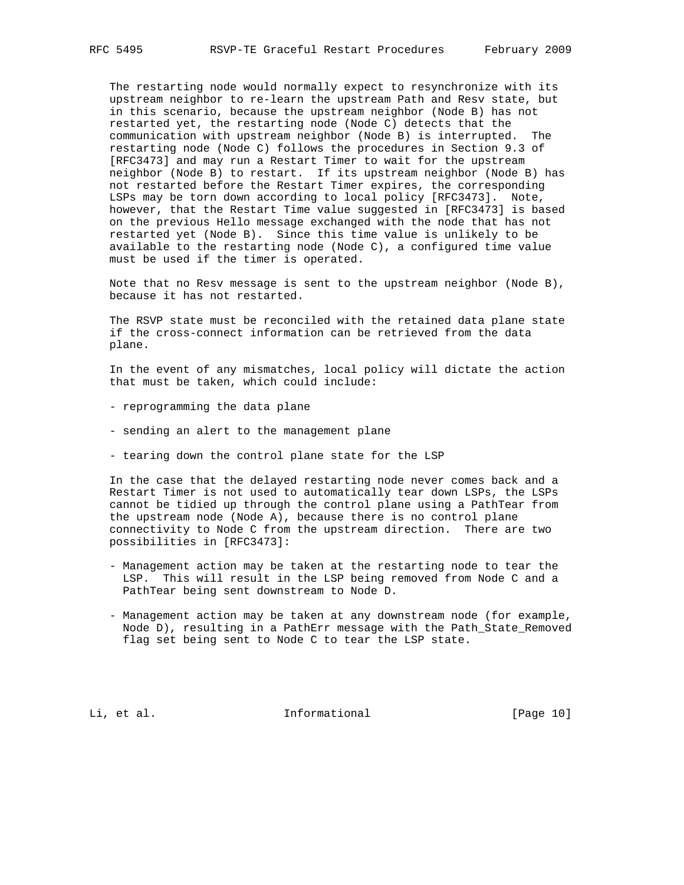The restarting node would normally expect to resynchronize with its upstream neighbor to re-learn the upstream Path and Resv state, but in this scenario, because the upstream neighbor (Node B) has not restarted yet, the restarting node (Node C) detects that the communication with upstream neighbor (Node B) is interrupted. The restarting node (Node C) follows the procedures in Section 9.3 of [RFC3473] and may run a Restart Timer to wait for the upstream neighbor (Node B) to restart. If its upstream neighbor (Node B) has not restarted before the Restart Timer expires, the corresponding LSPs may be torn down according to local policy [RFC3473]. Note, however, that the Restart Time value suggested in [RFC3473] is based on the previous Hello message exchanged with the node that has not restarted yet (Node B). Since this time value is unlikely to be available to the restarting node (Node C), a configured time value must be used if the timer is operated.

Note that no Resv message is sent to the upstream neighbor (Node B), because it has not restarted.

The RSVP state must be reconciled with the retained data plane state if the cross-connect information can be retrieved from the data plane.

In the event of any mismatches, local policy will dictate the action that must be taken, which could include:

- reprogramming the data plane
- sending an alert to the management plane
- tearing down the control plane state for the LSP

In the case that the delayed restarting node never comes back and a Restart Timer is not used to automatically tear down LSPs, the LSPs cannot be tidied up through the control plane using a PathTear from the upstream node (Node A), because there is no control plane connectivity to Node C from the upstream direction. There are two possibilities in [RFC3473]:

- Management action may be taken at the restarting node to tear the LSP. This will result in the LSP being removed from Node C and a PathTear being sent downstream to Node D.
- Management action may be taken at any downstream node (for example, Node D), resulting in a PathErr message with the Path_State_Removed flag set being sent to Node C to tear the LSP state.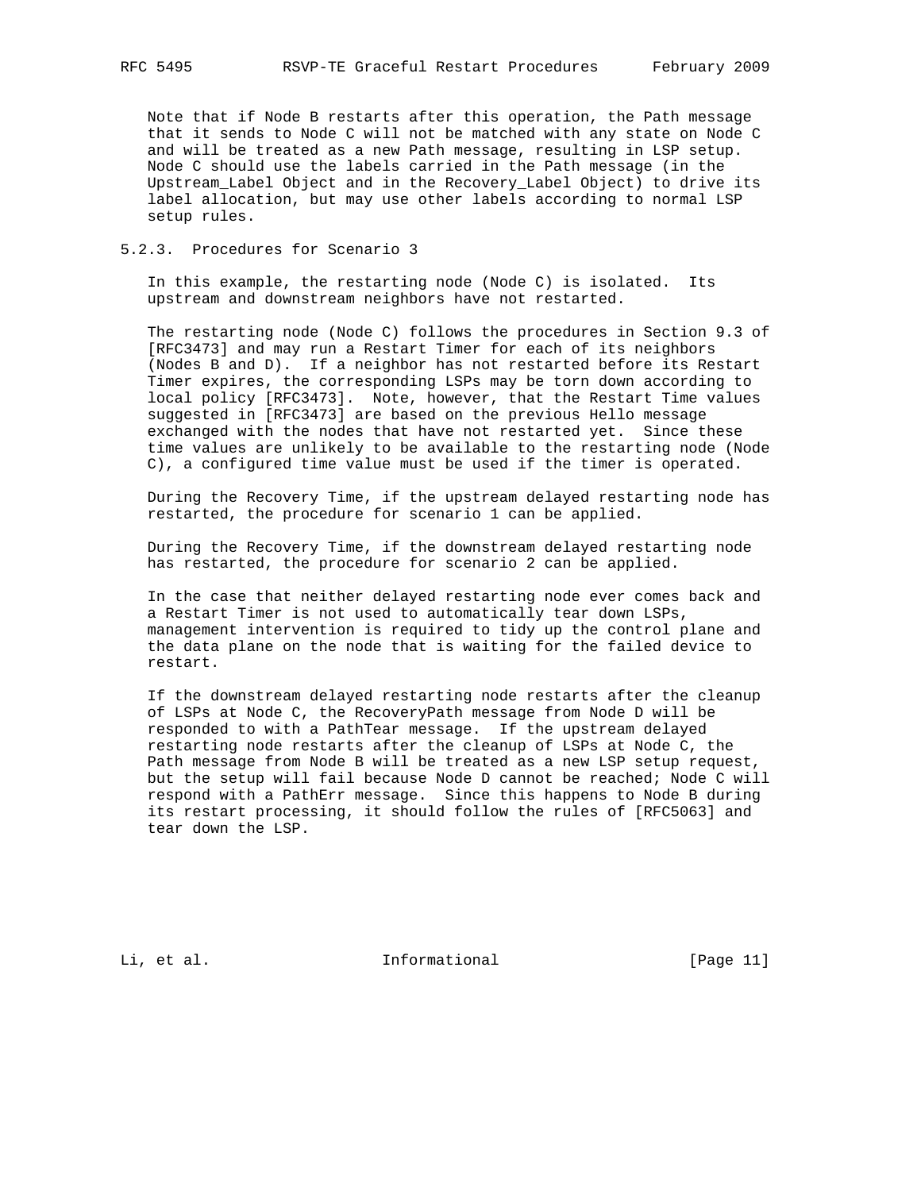Note that if Node B restarts after this operation, the Path message that it sends to Node C will not be matched with any state on Node C and will be treated as a new Path message, resulting in LSP setup. Node C should use the labels carried in the Path message (in the Upstream_Label Object and in the Recovery_Label Object) to drive its label allocation, but may use other labels according to normal LSP setup rules.

### 5.2.3. Procedures for Scenario 3

In this example, the restarting node (Node C) is isolated. Its upstream and downstream neighbors have not restarted.

The restarting node (Node C) follows the procedures in Section 9.3 of [RFC3473] and may run a Restart Timer for each of its neighbors (Nodes B and D). If a neighbor has not restarted before its Restart Timer expires, the corresponding LSPs may be torn down according to local policy [RFC3473]. Note, however, that the Restart Time values suggested in [RFC3473] are based on the previous Hello message exchanged with the nodes that have not restarted yet. Since these time values are unlikely to be available to the restarting node (Node C), a configured time value must be used if the timer is operated.

During the Recovery Time, if the upstream delayed restarting node has restarted, the procedure for scenario 1 can be applied.

During the Recovery Time, if the downstream delayed restarting node has restarted, the procedure for scenario 2 can be applied.

In the case that neither delayed restarting node ever comes back and a Restart Timer is not used to automatically tear down LSPs, management intervention is required to tidy up the control plane and the data plane on the node that is waiting for the failed device to restart.

If the downstream delayed restarting node restarts after the cleanup of LSPs at Node C, the RecoveryPath message from Node D will be responded to with a PathTear message. If the upstream delayed restarting node restarts after the cleanup of LSPs at Node C, the Path message from Node B will be treated as a new LSP setup request, but the setup will fail because Node D cannot be reached; Node C will respond with a PathErr message. Since this happens to Node B during its restart processing, it should follow the rules of [RFC5063] and tear down the LSP.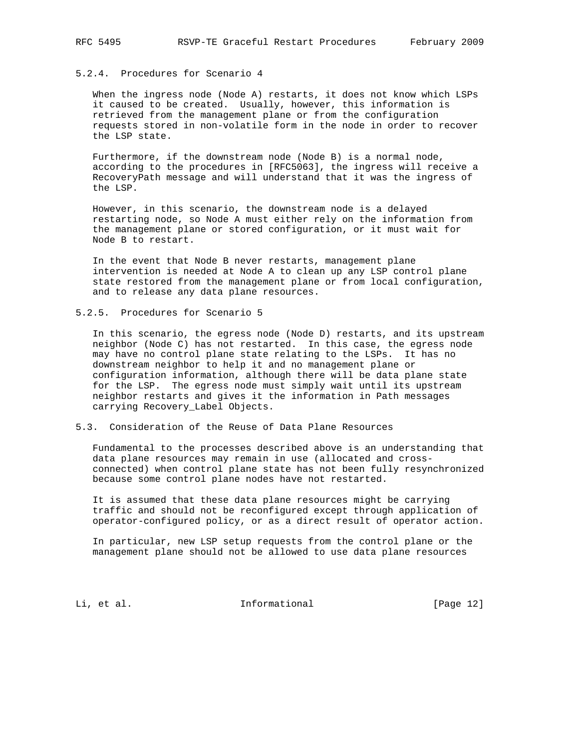#### 5.2.4. Procedures for Scenario 4

When the ingress node (Node A) restarts, it does not know which LSPs it caused to be created. Usually, however, this information is retrieved from the management plane or from the configuration requests stored in non-volatile form in the node in order to recover the LSP state.

Furthermore, if the downstream node (Node B) is a normal node, according to the procedures in [RFC5063], the ingress will receive a RecoveryPath message and will understand that it was the ingress of the LSP.

However, in this scenario, the downstream node is a delayed restarting node, so Node A must either rely on the information from the management plane or stored configuration, or it must wait for Node B to restart.

In the event that Node B never restarts, management plane intervention is needed at Node A to clean up any LSP control plane state restored from the management plane or from local configuration, and to release any data plane resources.

#### 5.2.5. Procedures for Scenario 5

In this scenario, the egress node (Node D) restarts, and its upstream neighbor (Node C) has not restarted. In this case, the egress node may have no control plane state relating to the LSPs. It has no downstream neighbor to help it and no management plane or configuration information, although there will be data plane state for the LSP. The egress node must simply wait until its upstream neighbor restarts and gives it the information in Path messages carrying Recovery_Label Objects.

### 5.3. Consideration of the Reuse of Data Plane Resources

Fundamental to the processes described above is an understanding that data plane resources may remain in use (allocated and cross-connected) when control plane state has not been fully resynchronized because some control plane nodes have not restarted.

It is assumed that these data plane resources might be carrying traffic and should not be reconfigured except through application of operator-configured policy, or as a direct result of operator action.

In particular, new LSP setup requests from the control plane or the management plane should not be allowed to use data plane resources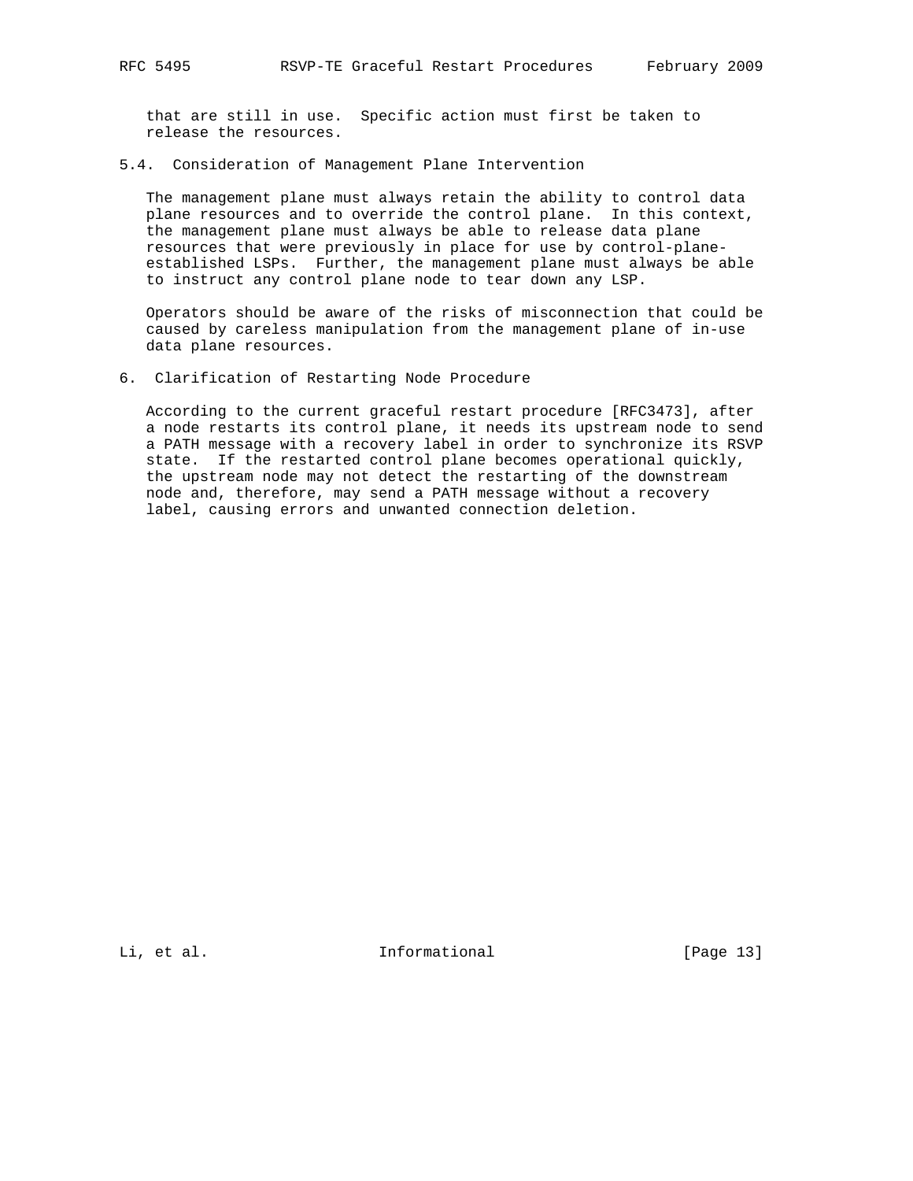that are still in use. Specific action must first be taken to release the resources.

### 5.4. Consideration of Management Plane Intervention

The management plane must always retain the ability to control data plane resources and to override the control plane. In this context, the management plane must always be able to release data plane resources that were previously in place for use by control-plane-established LSPs. Further, the management plane must always be able to instruct any control plane node to tear down any LSP.

Operators should be aware of the risks of misconnection that could be caused by careless manipulation from the management plane of in-use data plane resources.

## 6. Clarification of Restarting Node Procedure

According to the current graceful restart procedure [RFC3473], after a node restarts its control plane, it needs its upstream node to send a PATH message with a recovery label in order to synchronize its RSVP state. If the restarted control plane becomes operational quickly, the upstream node may not detect the restarting of the downstream node and, therefore, may send a PATH message without a recovery label, causing errors and unwanted connection deletion.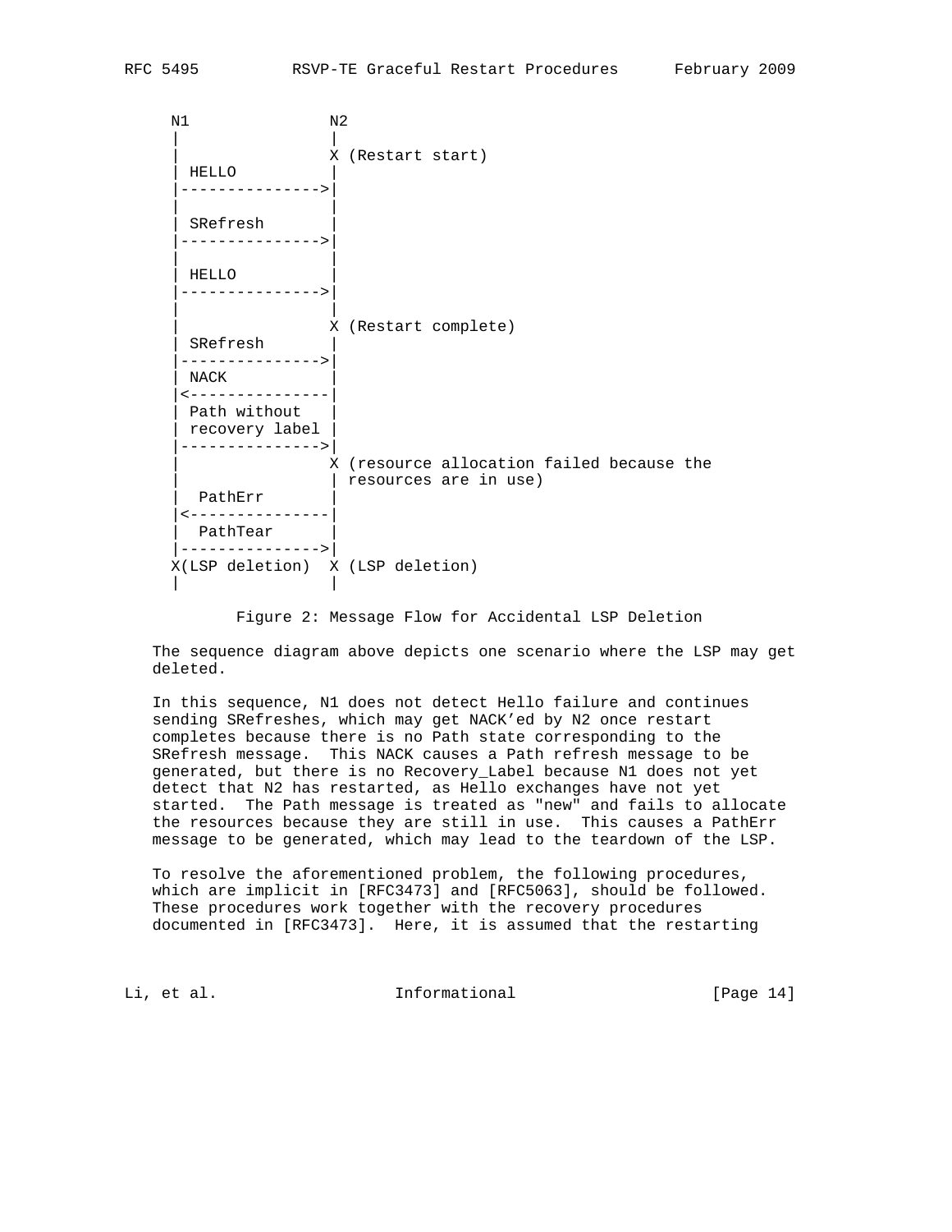```
     N1               N2
      |                |
      |                X (Restart start)
      | HELLO          |
      |--------------->|
      |                |
      | SRefresh       |
      |--------------->|
      |                |
      | HELLO          |
      |--------------->|
      |                |
      |                X (Restart complete)
      | SRefresh       |
      |--------------->|
      | NACK           |
      |<---------------|
      | Path without   |
      | recovery label |
      |--------------->|
      |                X (resource allocation failed because the
      |                | resources are in use)
      |  PathErr       |
      |<---------------|
      |  PathTear      |
      |--------------->|
     X(LSP deletion)  X (LSP deletion)
      |                |
```

Figure 2: Message Flow for Accidental LSP Deletion

The sequence diagram above depicts one scenario where the LSP may get deleted.

In this sequence, N1 does not detect Hello failure and continues sending SRefreshes, which may get NACK'ed by N2 once restart completes because there is no Path state corresponding to the SRefresh message. This NACK causes a Path refresh message to be generated, but there is no Recovery_Label because N1 does not yet detect that N2 has restarted, as Hello exchanges have not yet started. The Path message is treated as "new" and fails to allocate the resources because they are still in use. This causes a PathErr message to be generated, which may lead to the teardown of the LSP.

To resolve the aforementioned problem, the following procedures, which are implicit in [RFC3473] and [RFC5063], should be followed. These procedures work together with the recovery procedures documented in [RFC3473]. Here, it is assumed that the restarting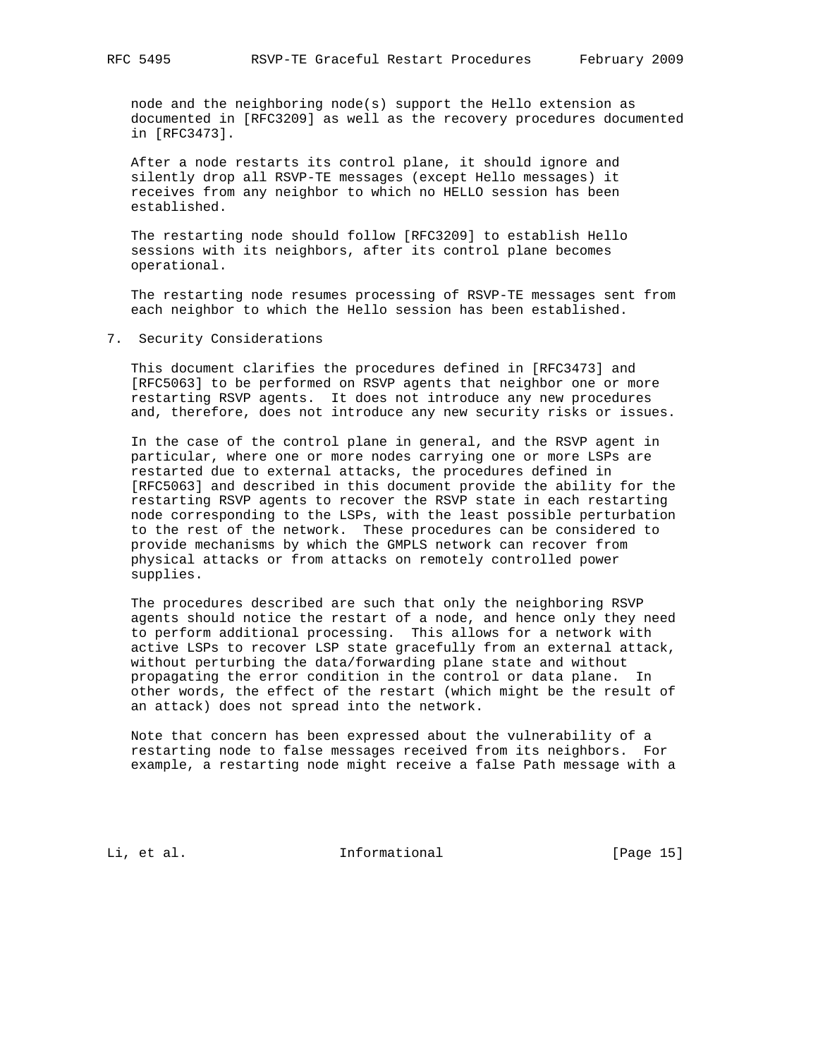node and the neighboring node(s) support the Hello extension as documented in [RFC3209] as well as the recovery procedures documented in [RFC3473].

After a node restarts its control plane, it should ignore and silently drop all RSVP-TE messages (except Hello messages) it receives from any neighbor to which no HELLO session has been established.

The restarting node should follow [RFC3209] to establish Hello sessions with its neighbors, after its control plane becomes operational.

The restarting node resumes processing of RSVP-TE messages sent from each neighbor to which the Hello session has been established.

## 7. Security Considerations

This document clarifies the procedures defined in [RFC3473] and [RFC5063] to be performed on RSVP agents that neighbor one or more restarting RSVP agents. It does not introduce any new procedures and, therefore, does not introduce any new security risks or issues.

In the case of the control plane in general, and the RSVP agent in particular, where one or more nodes carrying one or more LSPs are restarted due to external attacks, the procedures defined in [RFC5063] and described in this document provide the ability for the restarting RSVP agents to recover the RSVP state in each restarting node corresponding to the LSPs, with the least possible perturbation to the rest of the network. These procedures can be considered to provide mechanisms by which the GMPLS network can recover from physical attacks or from attacks on remotely controlled power supplies.

The procedures described are such that only the neighboring RSVP agents should notice the restart of a node, and hence only they need to perform additional processing. This allows for a network with active LSPs to recover LSP state gracefully from an external attack, without perturbing the data/forwarding plane state and without propagating the error condition in the control or data plane. In other words, the effect of the restart (which might be the result of an attack) does not spread into the network.

Note that concern has been expressed about the vulnerability of a restarting node to false messages received from its neighbors. For example, a restarting node might receive a false Path message with a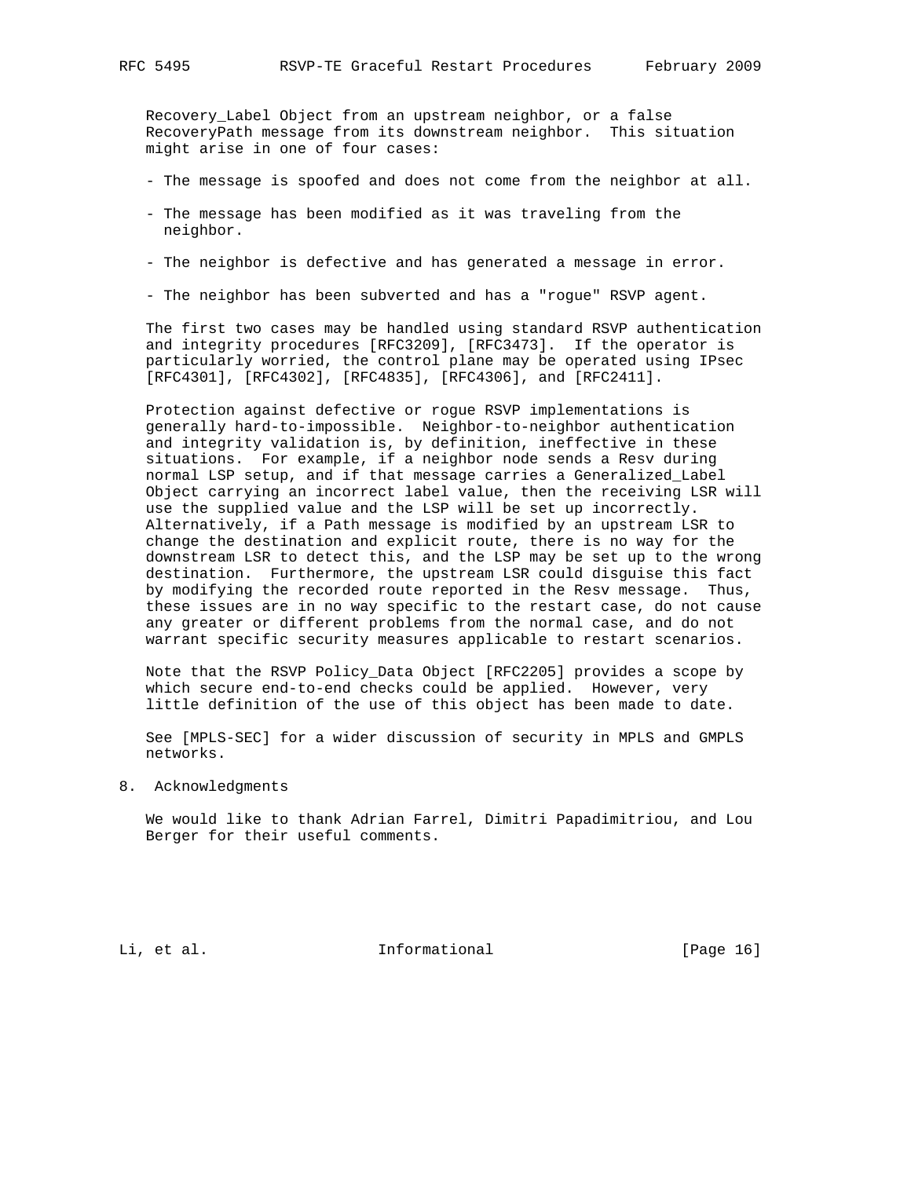Recovery_Label Object from an upstream neighbor, or a false RecoveryPath message from its downstream neighbor. This situation might arise in one of four cases:

- The message is spoofed and does not come from the neighbor at all.
- The message has been modified as it was traveling from the neighbor.
- The neighbor is defective and has generated a message in error.
- The neighbor has been subverted and has a "rogue" RSVP agent.

The first two cases may be handled using standard RSVP authentication and integrity procedures [RFC3209], [RFC3473]. If the operator is particularly worried, the control plane may be operated using IPsec [RFC4301], [RFC4302], [RFC4835], [RFC4306], and [RFC2411].

Protection against defective or rogue RSVP implementations is generally hard-to-impossible. Neighbor-to-neighbor authentication and integrity validation is, by definition, ineffective in these situations. For example, if a neighbor node sends a Resv during normal LSP setup, and if that message carries a Generalized_Label Object carrying an incorrect label value, then the receiving LSR will use the supplied value and the LSP will be set up incorrectly. Alternatively, if a Path message is modified by an upstream LSR to change the destination and explicit route, there is no way for the downstream LSR to detect this, and the LSP may be set up to the wrong destination. Furthermore, the upstream LSR could disguise this fact by modifying the recorded route reported in the Resv message. Thus, these issues are in no way specific to the restart case, do not cause any greater or different problems from the normal case, and do not warrant specific security measures applicable to restart scenarios.

Note that the RSVP Policy_Data Object [RFC2205] provides a scope by which secure end-to-end checks could be applied. However, very little definition of the use of this object has been made to date.

See [MPLS-SEC] for a wider discussion of security in MPLS and GMPLS networks.

## 8. Acknowledgments

We would like to thank Adrian Farrel, Dimitri Papadimitriou, and Lou Berger for their useful comments.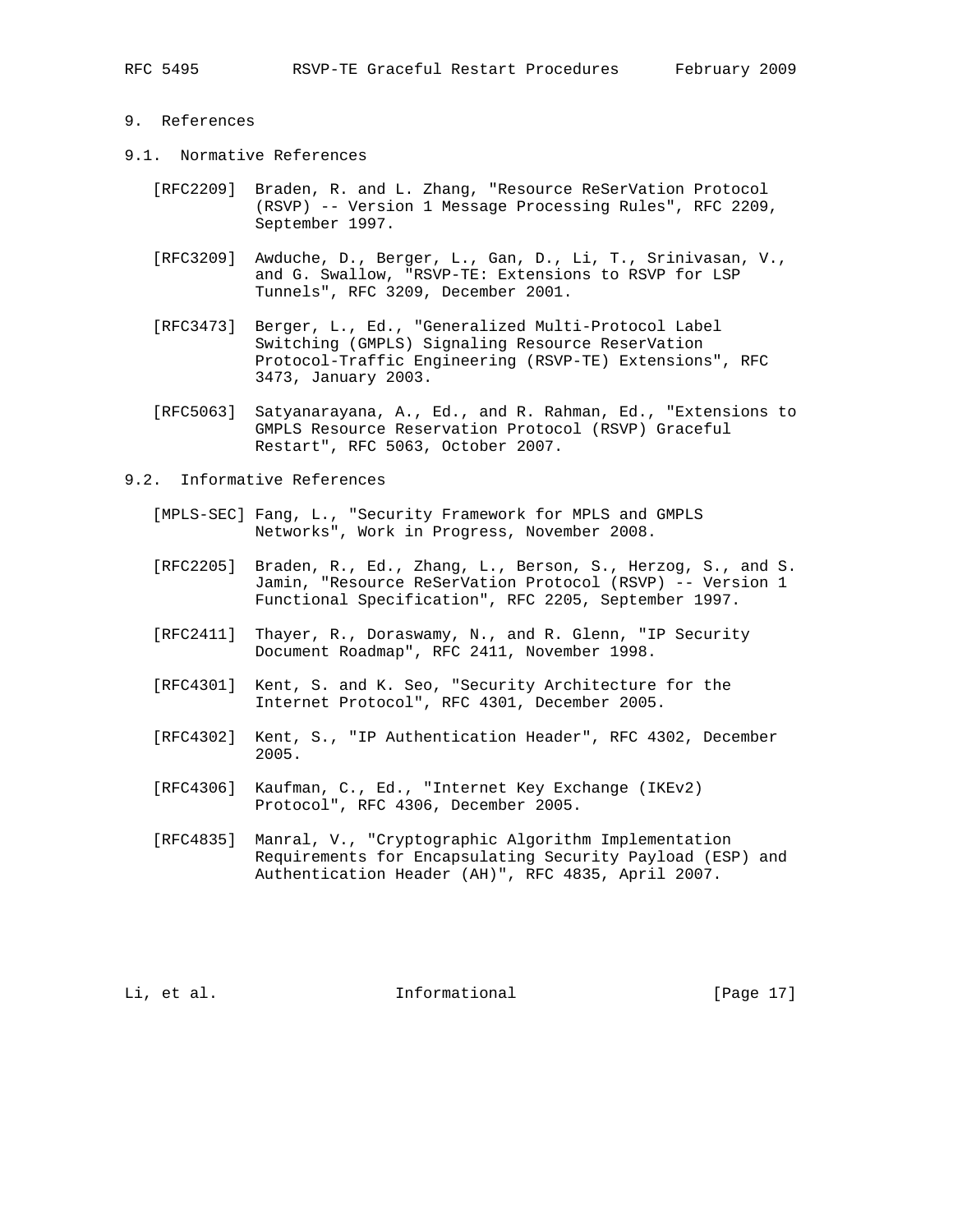# 9. References

## 9.1. Normative References

[RFC2209] Braden, R. and L. Zhang, "Resource ReSerVation Protocol (RSVP) -- Version 1 Message Processing Rules", RFC 2209, September 1997.

[RFC3209] Awduche, D., Berger, L., Gan, D., Li, T., Srinivasan, V., and G. Swallow, "RSVP-TE: Extensions to RSVP for LSP Tunnels", RFC 3209, December 2001.

[RFC3473] Berger, L., Ed., "Generalized Multi-Protocol Label Switching (GMPLS) Signaling Resource ReserVation Protocol-Traffic Engineering (RSVP-TE) Extensions", RFC 3473, January 2003.

[RFC5063] Satyanarayana, A., Ed., and R. Rahman, Ed., "Extensions to GMPLS Resource Reservation Protocol (RSVP) Graceful Restart", RFC 5063, October 2007.

## 9.2. Informative References

[MPLS-SEC] Fang, L., "Security Framework for MPLS and GMPLS Networks", Work in Progress, November 2008.

[RFC2205] Braden, R., Ed., Zhang, L., Berson, S., Herzog, S., and S. Jamin, "Resource ReSerVation Protocol (RSVP) -- Version 1 Functional Specification", RFC 2205, September 1997.

[RFC2411] Thayer, R., Doraswamy, N., and R. Glenn, "IP Security Document Roadmap", RFC 2411, November 1998.

[RFC4301] Kent, S. and K. Seo, "Security Architecture for the Internet Protocol", RFC 4301, December 2005.

[RFC4302] Kent, S., "IP Authentication Header", RFC 4302, December 2005.

[RFC4306] Kaufman, C., Ed., "Internet Key Exchange (IKEv2) Protocol", RFC 4306, December 2005.

[RFC4835] Manral, V., "Cryptographic Algorithm Implementation Requirements for Encapsulating Security Payload (ESP) and Authentication Header (AH)", RFC 4835, April 2007.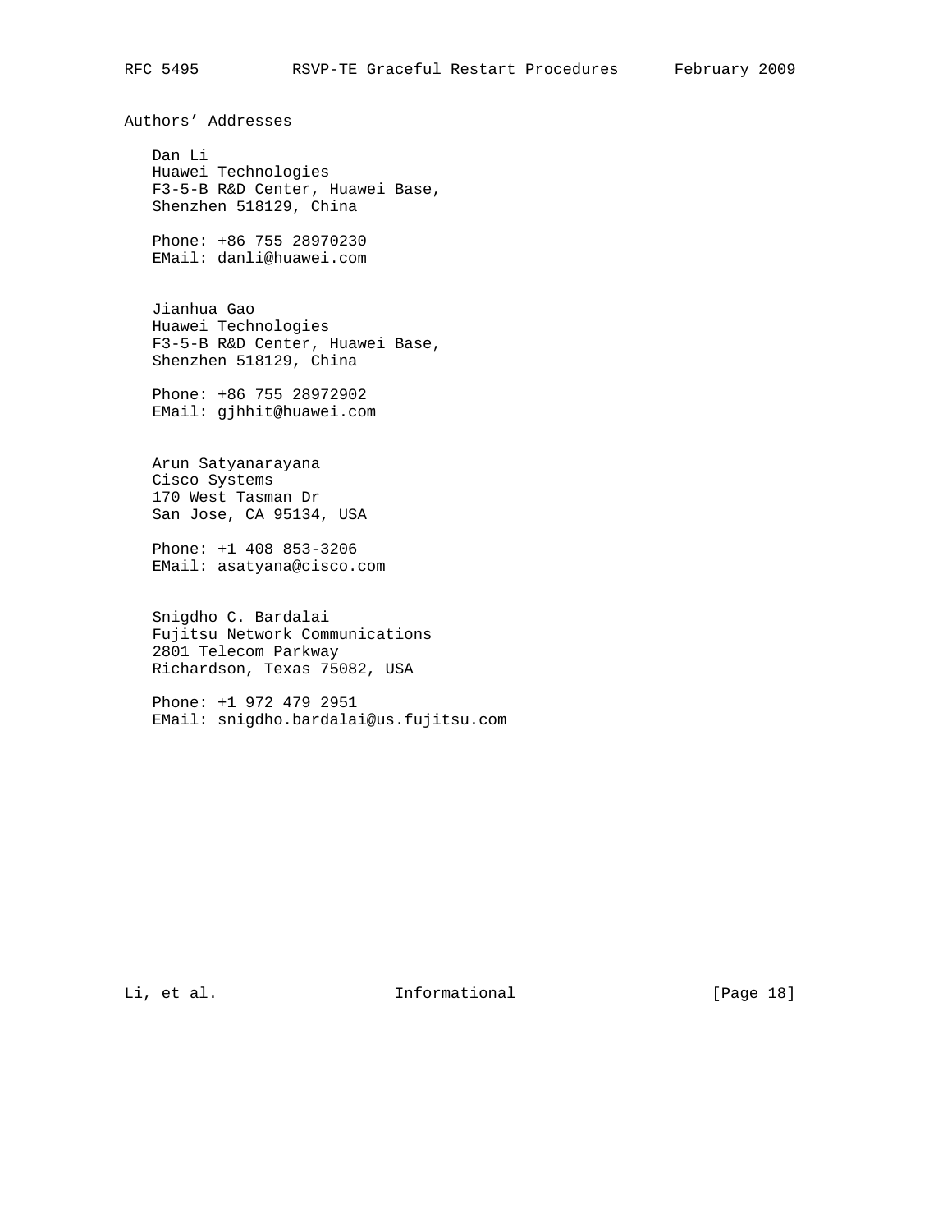## Authors' Addresses

Dan Li
Huawei Technologies
F3-5-B R&D Center, Huawei Base,
Shenzhen 518129, China

Phone: +86 755 28970230
EMail: danli@huawei.com

Jianhua Gao
Huawei Technologies
F3-5-B R&D Center, Huawei Base,
Shenzhen 518129, China

Phone: +86 755 28972902
EMail: gjhhit@huawei.com

Arun Satyanarayana
Cisco Systems
170 West Tasman Dr
San Jose, CA 95134, USA

Phone: +1 408 853-3206
EMail: asatyana@cisco.com

Snigdho C. Bardalai
Fujitsu Network Communications
2801 Telecom Parkway
Richardson, Texas 75082, USA

Phone: +1 972 479 2951
EMail: snigdho.bardalai@us.fujitsu.com